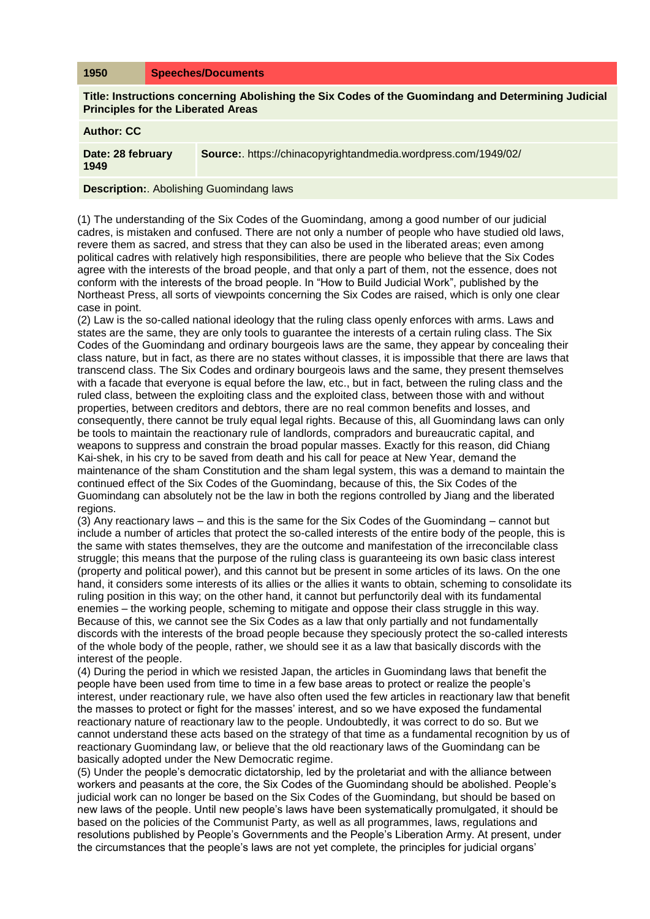| 1950 | Speeches/Documents |
|---|---|
| **Title: Instructions concerning Abolishing the Six Codes of the Guomindang and Determining Judicial Principles for the Liberated Areas** | |
| **Author: CC** | |
| **Date: 28 february 1949** | **Source:**. https://chinacopyrightandmedia.wordpress.com/1949/02/ |
| **Description:**. Abolishing Guomindang laws | |

(1) The understanding of the Six Codes of the Guomindang, among a good number of our judicial cadres, is mistaken and confused. There are not only a number of people who have studied old laws, revere them as sacred, and stress that they can also be used in the liberated areas; even among political cadres with relatively high responsibilities, there are people who believe that the Six Codes agree with the interests of the broad people, and that only a part of them, not the essence, does not conform with the interests of the broad people. In "How to Build Judicial Work", published by the Northeast Press, all sorts of viewpoints concerning the Six Codes are raised, which is only one clear case in point.

(2) Law is the so-called national ideology that the ruling class openly enforces with arms. Laws and states are the same, they are only tools to guarantee the interests of a certain ruling class. The Six Codes of the Guomindang and ordinary bourgeois laws are the same, they appear by concealing their class nature, but in fact, as there are no states without classes, it is impossible that there are laws that transcend class. The Six Codes and ordinary bourgeois laws and the same, they present themselves with a facade that everyone is equal before the law, etc., but in fact, between the ruling class and the ruled class, between the exploiting class and the exploited class, between those with and without properties, between creditors and debtors, there are no real common benefits and losses, and consequently, there cannot be truly equal legal rights. Because of this, all Guomindang laws can only be tools to maintain the reactionary rule of landlords, compradors and bureaucratic capital, and weapons to suppress and constrain the broad popular masses. Exactly for this reason, did Chiang Kai-shek, in his cry to be saved from death and his call for peace at New Year, demand the maintenance of the sham Constitution and the sham legal system, this was a demand to maintain the continued effect of the Six Codes of the Guomindang, because of this, the Six Codes of the Guomindang can absolutely not be the law in both the regions controlled by Jiang and the liberated regions.

(3) Any reactionary laws – and this is the same for the Six Codes of the Guomindang – cannot but include a number of articles that protect the so-called interests of the entire body of the people, this is the same with states themselves, they are the outcome and manifestation of the irreconcilable class struggle; this means that the purpose of the ruling class is guaranteeing its own basic class interest (property and political power), and this cannot but be present in some articles of its laws. On the one hand, it considers some interests of its allies or the allies it wants to obtain, scheming to consolidate its ruling position in this way; on the other hand, it cannot but perfunctorily deal with its fundamental enemies – the working people, scheming to mitigate and oppose their class struggle in this way. Because of this, we cannot see the Six Codes as a law that only partially and not fundamentally discords with the interests of the broad people because they speciously protect the so-called interests of the whole body of the people, rather, we should see it as a law that basically discords with the interest of the people.

(4) During the period in which we resisted Japan, the articles in Guomindang laws that benefit the people have been used from time to time in a few base areas to protect or realize the people's interest, under reactionary rule, we have also often used the few articles in reactionary law that benefit the masses to protect or fight for the masses' interest, and so we have exposed the fundamental reactionary nature of reactionary law to the people. Undoubtedly, it was correct to do so. But we cannot understand these acts based on the strategy of that time as a fundamental recognition by us of reactionary Guomindang law, or believe that the old reactionary laws of the Guomindang can be basically adopted under the New Democratic regime.

(5) Under the people's democratic dictatorship, led by the proletariat and with the alliance between workers and peasants at the core, the Six Codes of the Guomindang should be abolished. People's judicial work can no longer be based on the Six Codes of the Guomindang, but should be based on new laws of the people. Until new people's laws have been systematically promulgated, it should be based on the policies of the Communist Party, as well as all programmes, laws, regulations and resolutions published by People's Governments and the People's Liberation Army. At present, under the circumstances that the people's laws are not yet complete, the principles for judicial organs'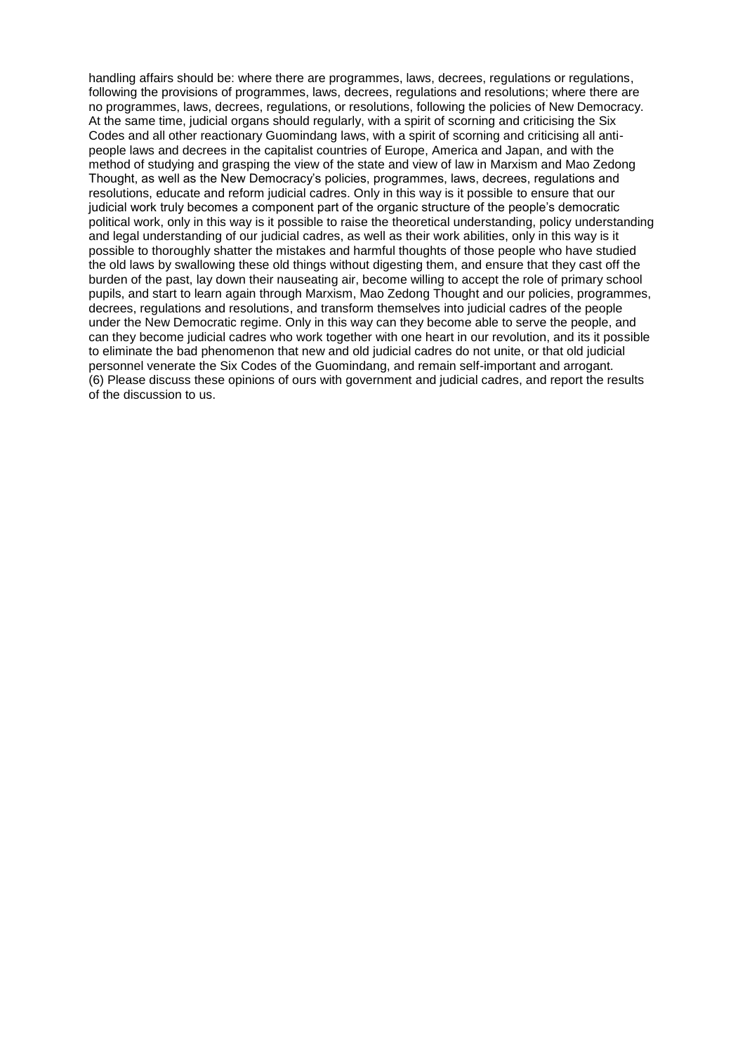handling affairs should be: where there are programmes, laws, decrees, regulations or regulations, following the provisions of programmes, laws, decrees, regulations and resolutions; where there are no programmes, laws, decrees, regulations, or resolutions, following the policies of New Democracy. At the same time, judicial organs should regularly, with a spirit of scorning and criticising the Six Codes and all other reactionary Guomindang laws, with a spirit of scorning and criticising all anti-people laws and decrees in the capitalist countries of Europe, America and Japan, and with the method of studying and grasping the view of the state and view of law in Marxism and Mao Zedong Thought, as well as the New Democracy's policies, programmes, laws, decrees, regulations and resolutions, educate and reform judicial cadres. Only in this way is it possible to ensure that our judicial work truly becomes a component part of the organic structure of the people's democratic political work, only in this way is it possible to raise the theoretical understanding, policy understanding and legal understanding of our judicial cadres, as well as their work abilities, only in this way is it possible to thoroughly shatter the mistakes and harmful thoughts of those people who have studied the old laws by swallowing these old things without digesting them, and ensure that they cast off the burden of the past, lay down their nauseating air, become willing to accept the role of primary school pupils, and start to learn again through Marxism, Mao Zedong Thought and our policies, programmes, decrees, regulations and resolutions, and transform themselves into judicial cadres of the people under the New Democratic regime. Only in this way can they become able to serve the people, and can they become judicial cadres who work together with one heart in our revolution, and its it possible to eliminate the bad phenomenon that new and old judicial cadres do not unite, or that old judicial personnel venerate the Six Codes of the Guomindang, and remain self-important and arrogant.

(6) Please discuss these opinions of ours with government and judicial cadres, and report the results of the discussion to us.